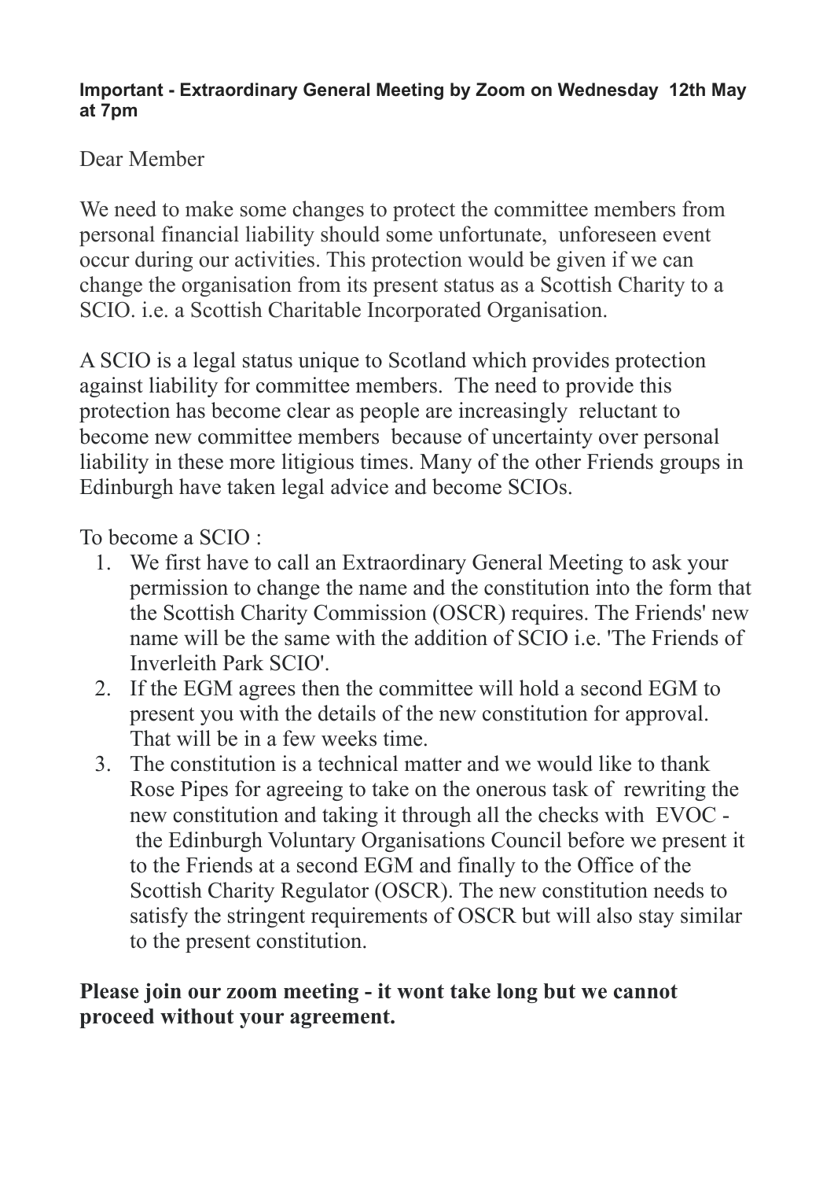**Important - Extraordinary General Meeting by Zoom on Wednesday 12th May at 7pm**

Dear Member

We need to make some changes to protect the committee members from personal financial liability should some unfortunate, unforeseen event occur during our activities. This protection would be given if we can change the organisation from its present status as a Scottish Charity to a SCIO. i.e. a Scottish Charitable Incorporated Organisation.

A SCIO is a legal status unique to Scotland which provides protection against liability for committee members. The need to provide this protection has become clear as people are increasingly reluctant to become new committee members because of uncertainty over personal liability in these more litigious times. Many of the other Friends groups in Edinburgh have taken legal advice and become SCIOs.

To become a SCIO :

1. We first have to call an Extraordinary General Meeting to ask your permission to change the name and the constitution into the form that the Scottish Charity Commission (OSCR) requires. The Friends' new name will be the same with the addition of SCIO i.e. 'The Friends of Inverleith Park SCIO'.
2. If the EGM agrees then the committee will hold a second EGM to present you with the details of the new constitution for approval. That will be in a few weeks time.
3. The constitution is a technical matter and we would like to thank Rose Pipes for agreeing to take on the onerous task of rewriting the new constitution and taking it through all the checks with EVOC - the Edinburgh Voluntary Organisations Council before we present it to the Friends at a second EGM and finally to the Office of the Scottish Charity Regulator (OSCR). The new constitution needs to satisfy the stringent requirements of OSCR but will also stay similar to the present constitution.

**Please join our zoom meeting - it wont take long but we cannot proceed without your agreement.**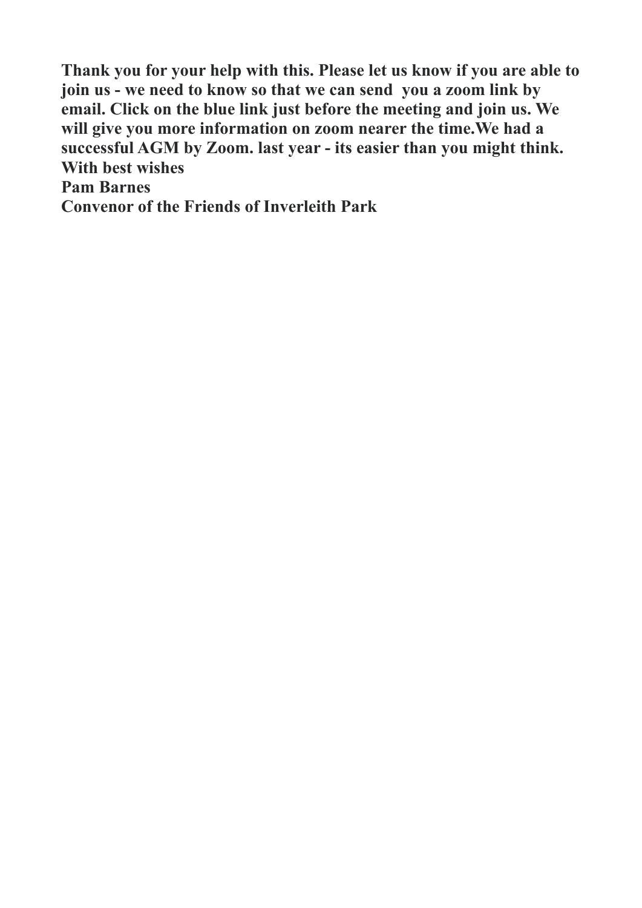**Thank you for your help with this. Please let us know if you are able to join us - we need to know so that we can send you a zoom link by email. Click on the blue link just before the meeting and join us. We will give you more information on zoom nearer the time.We had a successful AGM by Zoom. last year - its easier than you might think.**

**With best wishes**

**Pam Barnes**

**Convenor of the Friends of Inverleith Park**